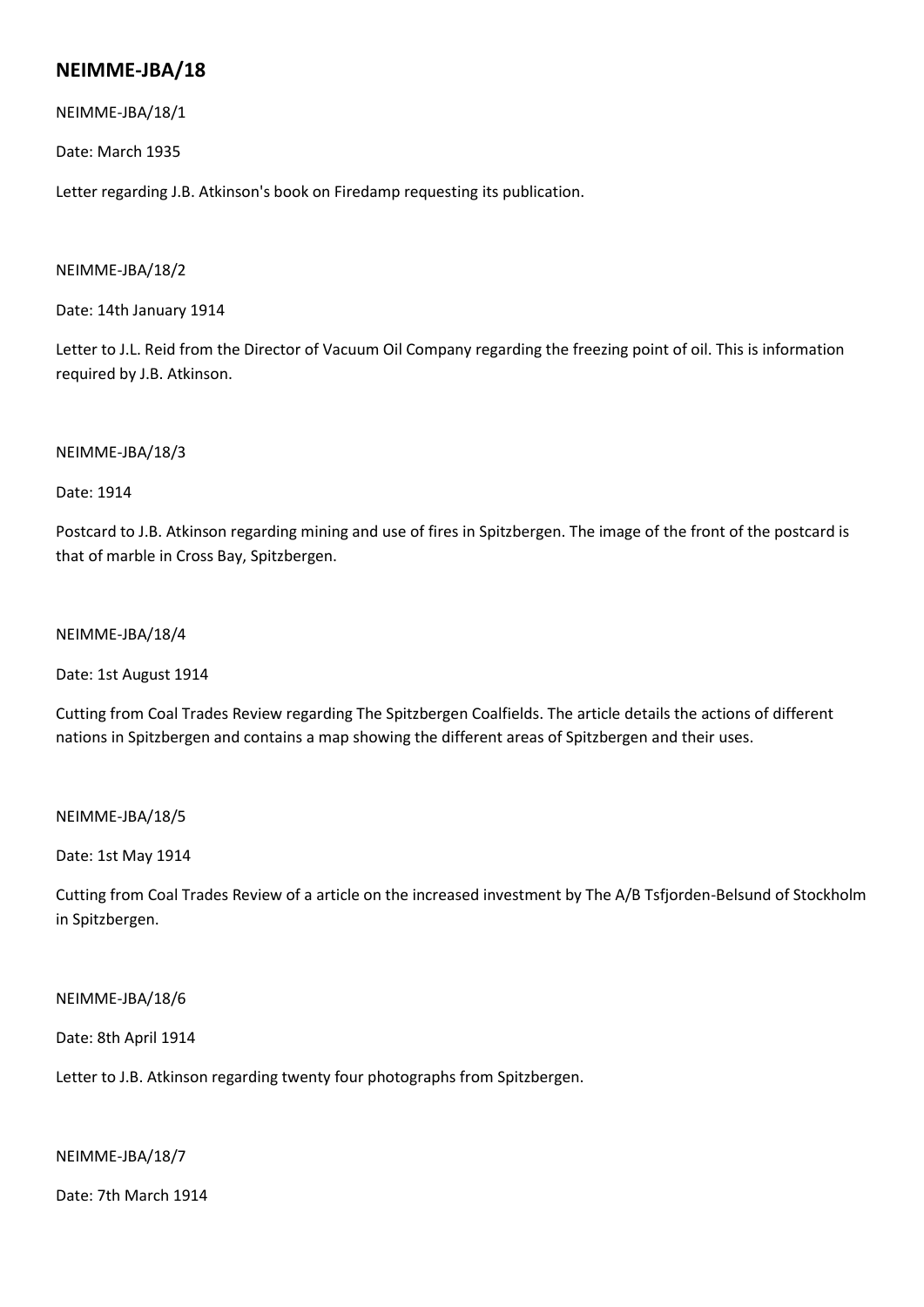# NEIMME-JBA/18

NEIMME-JBA/18/1

Date: March 1935

Letter regarding J.B. Atkinson's book on Firedamp requesting its publication.

NEIMME-JBA/18/2

Date: 14th January 1914

Letter to J.L. Reid from the Director of Vacuum Oil Company regarding the freezing point of oil. This is information required by J.B. Atkinson.

NEIMME-JBA/18/3

Date: 1914

Postcard to J.B. Atkinson regarding mining and use of fires in Spitzbergen. The image of the front of the postcard is that of marble in Cross Bay, Spitzbergen.

NEIMME-JBA/18/4

Date: 1st August 1914

Cutting from Coal Trades Review regarding The Spitzbergen Coalfields. The article details the actions of different nations in Spitzbergen and contains a map showing the different areas of Spitzbergen and their uses.

NEIMME-JBA/18/5

Date: 1st May 1914

Cutting from Coal Trades Review of a article on the increased investment by The A/B Tsfjorden-Belsund of Stockholm in Spitzbergen.

NEIMME-JBA/18/6

Date: 8th April 1914

Letter to J.B. Atkinson regarding twenty four photographs from Spitzbergen.

NEIMME-JBA/18/7

Date: 7th March 1914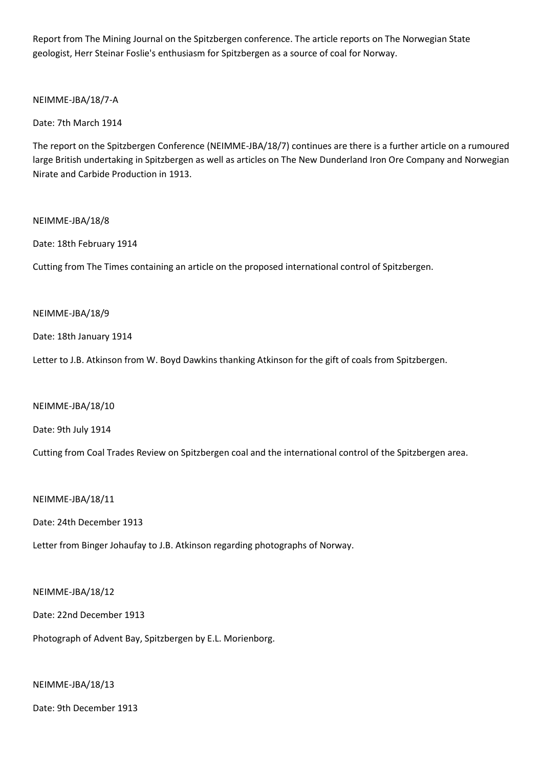Report from The Mining Journal on the Spitzbergen conference. The article reports on The Norwegian State geologist, Herr Steinar Foslie's enthusiasm for Spitzbergen as a source of coal for Norway.

NEIMME-JBA/18/7-A

Date: 7th March 1914

The report on the Spitzbergen Conference (NEIMME-JBA/18/7) continues are there is a further article on a rumoured large British undertaking in Spitzbergen as well as articles on The New Dunderland Iron Ore Company and Norwegian Nirate and Carbide Production in 1913.

NEIMME-JBA/18/8

Date: 18th February 1914

Cutting from The Times containing an article on the proposed international control of Spitzbergen.

NEIMME-JBA/18/9

Date: 18th January 1914

Letter to J.B. Atkinson from W. Boyd Dawkins thanking Atkinson for the gift of coals from Spitzbergen.

NEIMME-JBA/18/10

Date: 9th July 1914

Cutting from Coal Trades Review on Spitzbergen coal and the international control of the Spitzbergen area.

NEIMME-JBA/18/11

Date: 24th December 1913

Letter from Binger Johaufay to J.B. Atkinson regarding photographs of Norway.

NEIMME-JBA/18/12

Date: 22nd December 1913

Photograph of Advent Bay, Spitzbergen by E.L. Morienborg.

NEIMME-JBA/18/13

Date: 9th December 1913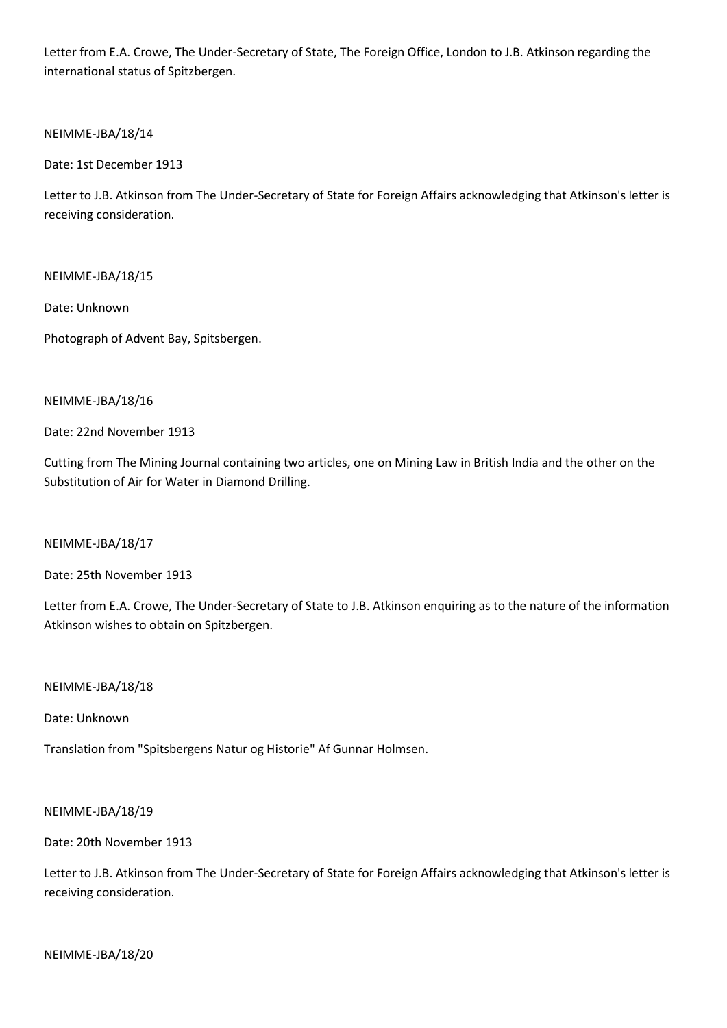Letter from E.A. Crowe, The Under-Secretary of State, The Foreign Office, London to J.B. Atkinson regarding the international status of Spitzbergen.

NEIMME-JBA/18/14

Date: 1st December 1913

Letter to J.B. Atkinson from The Under-Secretary of State for Foreign Affairs acknowledging that Atkinson's letter is receiving consideration.

NEIMME-JBA/18/15

Date: Unknown

Photograph of Advent Bay, Spitsbergen.

NEIMME-JBA/18/16

Date: 22nd November 1913

Cutting from The Mining Journal containing two articles, one on Mining Law in British India and the other on the Substitution of Air for Water in Diamond Drilling.

NEIMME-JBA/18/17

Date: 25th November 1913

Letter from E.A. Crowe, The Under-Secretary of State to J.B. Atkinson enquiring as to the nature of the information Atkinson wishes to obtain on Spitzbergen.

NEIMME-JBA/18/18

Date: Unknown

Translation from "Spitsbergens Natur og Historie" Af Gunnar Holmsen.

NEIMME-JBA/18/19

Date: 20th November 1913

Letter to J.B. Atkinson from The Under-Secretary of State for Foreign Affairs acknowledging that Atkinson's letter is receiving consideration.

NEIMME-JBA/18/20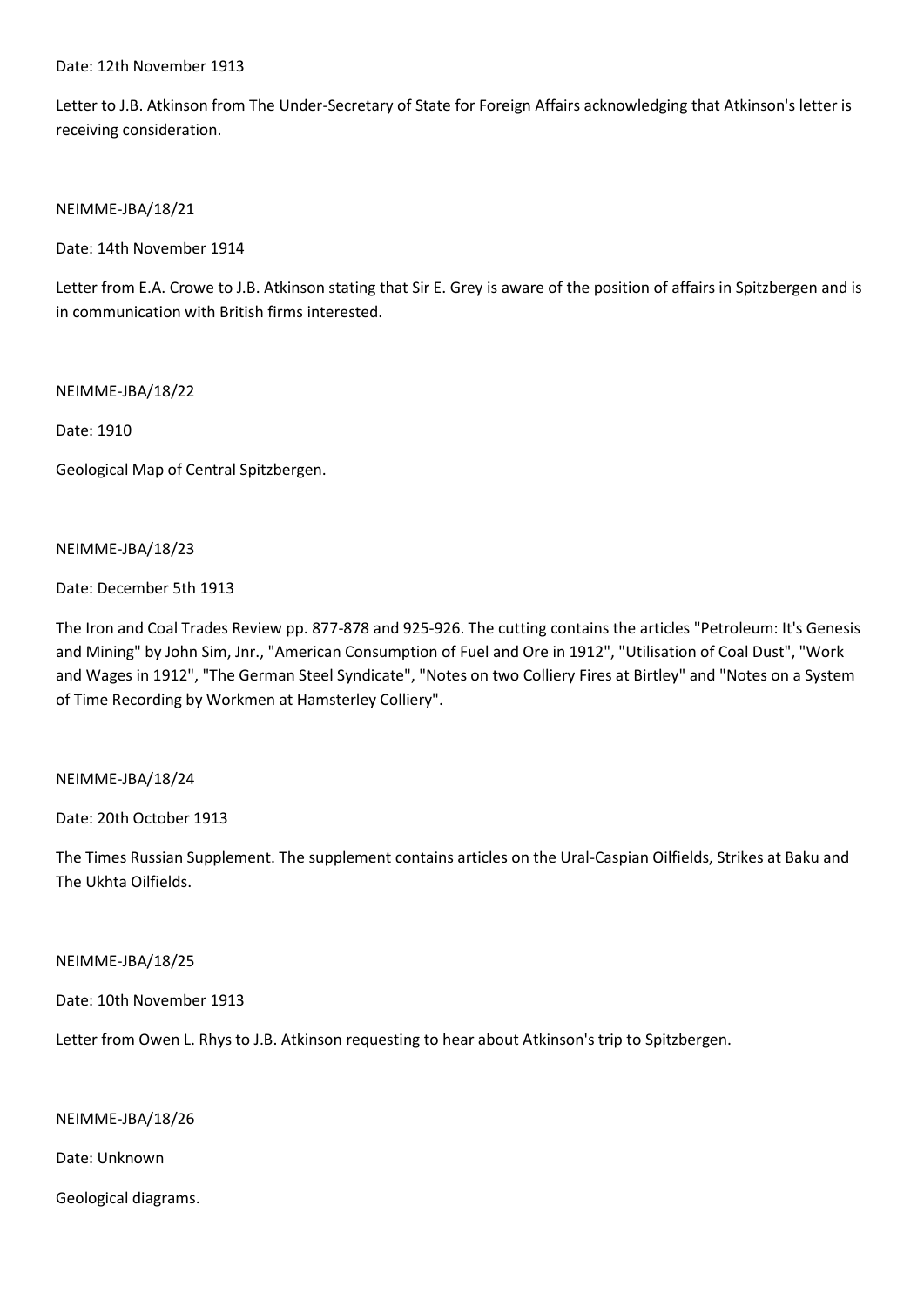Date: 12th November 1913

Letter to J.B. Atkinson from The Under-Secretary of State for Foreign Affairs acknowledging that Atkinson's letter is receiving consideration.

NEIMME-JBA/18/21

Date: 14th November 1914

Letter from E.A. Crowe to J.B. Atkinson stating that Sir E. Grey is aware of the position of affairs in Spitzbergen and is in communication with British firms interested.

NEIMME-JBA/18/22

Date: 1910

Geological Map of Central Spitzbergen.

NEIMME-JBA/18/23

Date: December 5th 1913

The Iron and Coal Trades Review pp. 877-878 and 925-926. The cutting contains the articles "Petroleum: It's Genesis and Mining" by John Sim, Jnr., "American Consumption of Fuel and Ore in 1912", "Utilisation of Coal Dust", "Work and Wages in 1912", "The German Steel Syndicate", "Notes on two Colliery Fires at Birtley" and "Notes on a System of Time Recording by Workmen at Hamsterley Colliery".

NEIMME-JBA/18/24

Date: 20th October 1913

The Times Russian Supplement. The supplement contains articles on the Ural-Caspian Oilfields, Strikes at Baku and The Ukhta Oilfields.

NEIMME-JBA/18/25

Date: 10th November 1913

Letter from Owen L. Rhys to J.B. Atkinson requesting to hear about Atkinson's trip to Spitzbergen.

NEIMME-JBA/18/26

Date: Unknown

Geological diagrams.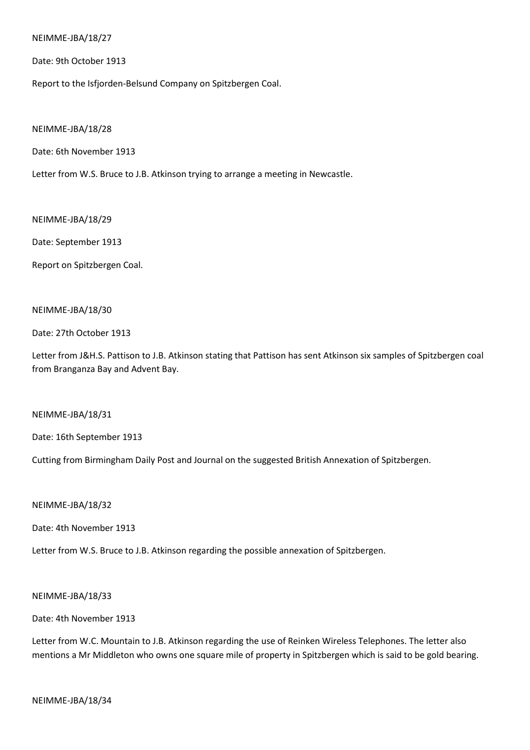NEIMME-JBA/18/27

Date: 9th October 1913

Report to the Isfjorden-Belsund Company on Spitzbergen Coal.

NEIMME-JBA/18/28

Date: 6th November 1913

Letter from W.S. Bruce to J.B. Atkinson trying to arrange a meeting in Newcastle.

NEIMME-JBA/18/29

Date: September 1913

Report on Spitzbergen Coal.

NEIMME-JBA/18/30

Date: 27th October 1913

Letter from J&H.S. Pattison to J.B. Atkinson stating that Pattison has sent Atkinson six samples of Spitzbergen coal from Branganza Bay and Advent Bay.

NEIMME-JBA/18/31

Date: 16th September 1913

Cutting from Birmingham Daily Post and Journal on the suggested British Annexation of Spitzbergen.

NEIMME-JBA/18/32

Date: 4th November 1913

Letter from W.S. Bruce to J.B. Atkinson regarding the possible annexation of Spitzbergen.

NEIMME-JBA/18/33

Date: 4th November 1913

Letter from W.C. Mountain to J.B. Atkinson regarding the use of Reinken Wireless Telephones. The letter also mentions a Mr Middleton who owns one square mile of property in Spitzbergen which is said to be gold bearing.

NEIMME-JBA/18/34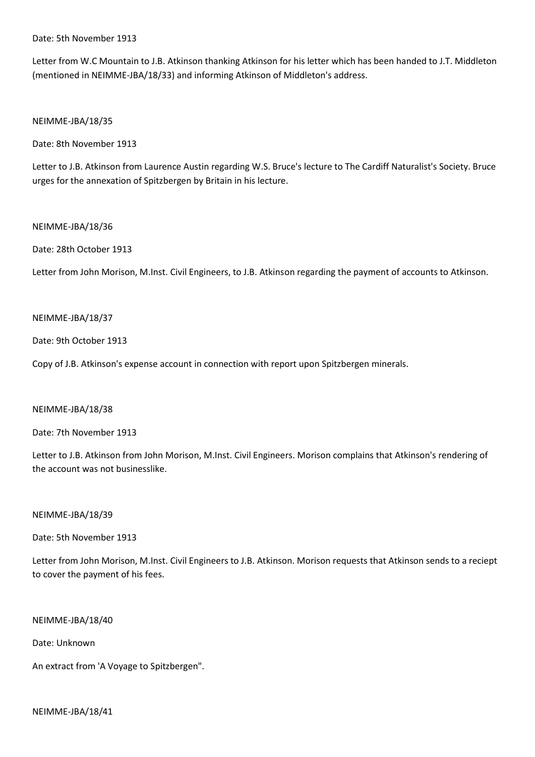Date: 5th November 1913

Letter from W.C Mountain to J.B. Atkinson thanking Atkinson for his letter which has been handed to J.T. Middleton (mentioned in NEIMME-JBA/18/33) and informing Atkinson of Middleton's address.

NEIMME-JBA/18/35

Date: 8th November 1913

Letter to J.B. Atkinson from Laurence Austin regarding W.S. Bruce's lecture to The Cardiff Naturalist's Society. Bruce urges for the annexation of Spitzbergen by Britain in his lecture.

NEIMME-JBA/18/36

Date: 28th October 1913

Letter from John Morison, M.Inst. Civil Engineers, to J.B. Atkinson regarding the payment of accounts to Atkinson.

NEIMME-JBA/18/37

Date: 9th October 1913

Copy of J.B. Atkinson's expense account in connection with report upon Spitzbergen minerals.

NEIMME-JBA/18/38

Date: 7th November 1913

Letter to J.B. Atkinson from John Morison, M.Inst. Civil Engineers. Morison complains that Atkinson's rendering of the account was not businesslike.

NEIMME-JBA/18/39

Date: 5th November 1913

Letter from John Morison, M.Inst. Civil Engineers to J.B. Atkinson. Morison requests that Atkinson sends to a reciept to cover the payment of his fees.

NEIMME-JBA/18/40

Date: Unknown

An extract from 'A Voyage to Spitzbergen".

NEIMME-JBA/18/41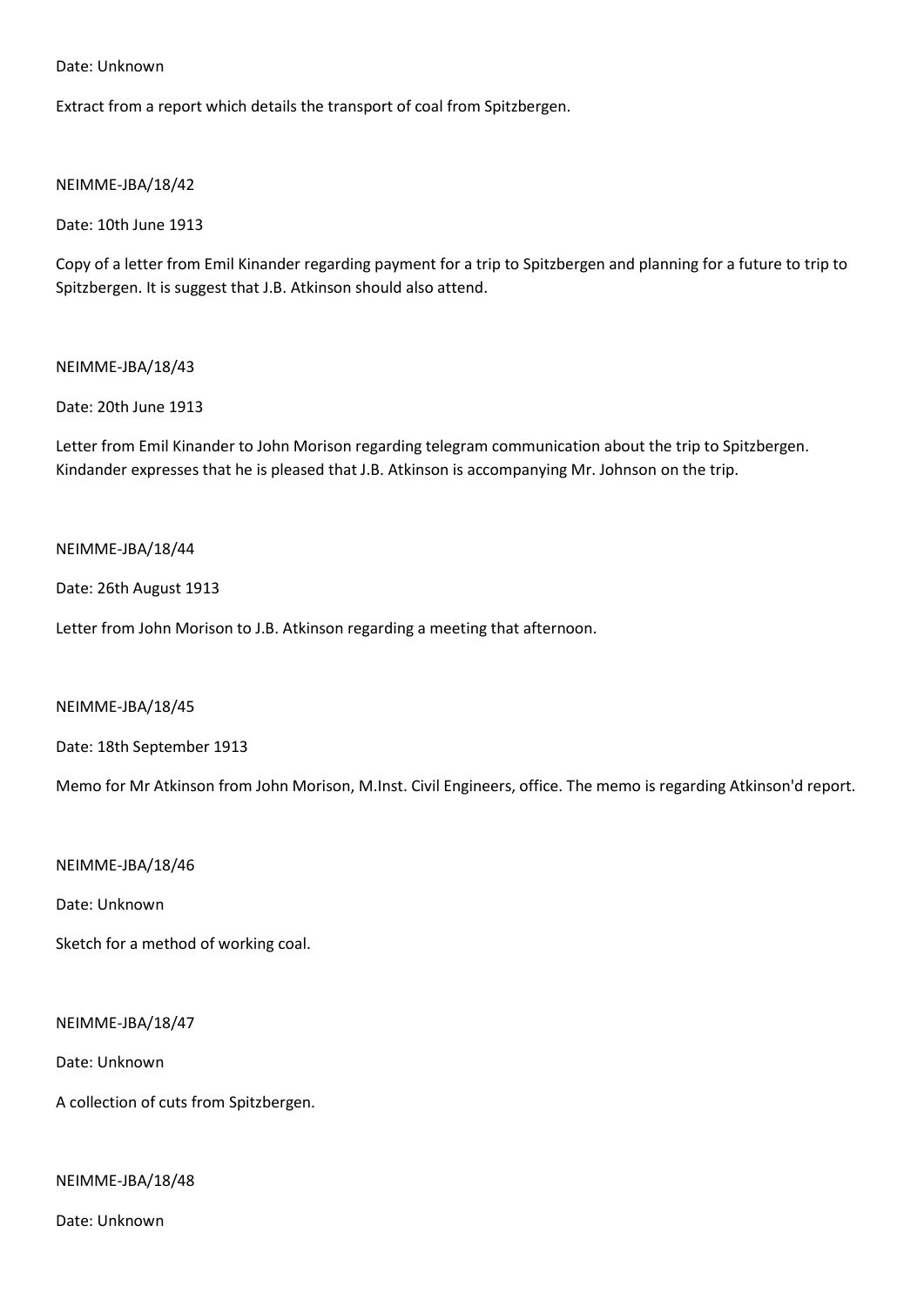Date: Unknown

Extract from a report which details the transport of coal from Spitzbergen.

NEIMME-JBA/18/42

Date: 10th June 1913

Copy of a letter from Emil Kinander regarding payment for a trip to Spitzbergen and planning for a future to trip to Spitzbergen. It is suggest that J.B. Atkinson should also attend.

NEIMME-JBA/18/43

Date: 20th June 1913

Letter from Emil Kinander to John Morison regarding telegram communication about the trip to Spitzbergen. Kindander expresses that he is pleased that J.B. Atkinson is accompanying Mr. Johnson on the trip.

NEIMME-JBA/18/44

Date: 26th August 1913

Letter from John Morison to J.B. Atkinson regarding a meeting that afternoon.

NEIMME-JBA/18/45

Date: 18th September 1913

Memo for Mr Atkinson from John Morison, M.Inst. Civil Engineers, office. The memo is regarding Atkinson'd report.

NEIMME-JBA/18/46

Date: Unknown

Sketch for a method of working coal.

NEIMME-JBA/18/47

Date: Unknown

A collection of cuts from Spitzbergen.

NEIMME-JBA/18/48

Date: Unknown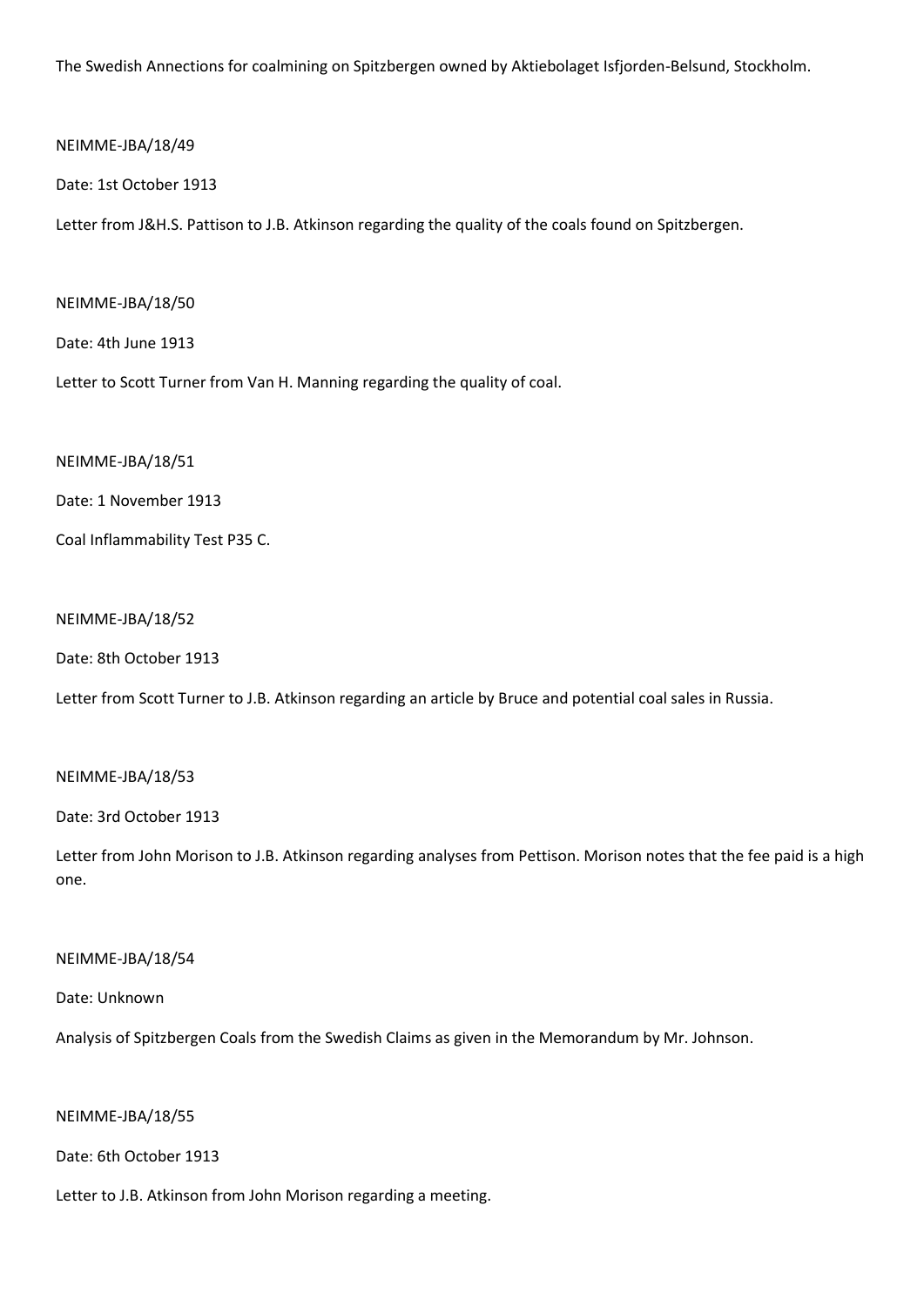The Swedish Annections for coalmining on Spitzbergen owned by Aktiebolaget Isfjorden-Belsund, Stockholm.

NEIMME-JBA/18/49

Date: 1st October 1913

Letter from J&H.S. Pattison to J.B. Atkinson regarding the quality of the coals found on Spitzbergen.

NEIMME-JBA/18/50

Date: 4th June 1913

Letter to Scott Turner from Van H. Manning regarding the quality of coal.

NEIMME-JBA/18/51

Date: 1 November 1913

Coal Inflammability Test P35 C.

NEIMME-JBA/18/52

Date: 8th October 1913

Letter from Scott Turner to J.B. Atkinson regarding an article by Bruce and potential coal sales in Russia.

NEIMME-JBA/18/53

Date: 3rd October 1913

Letter from John Morison to J.B. Atkinson regarding analyses from Pettison. Morison notes that the fee paid is a high one.

NEIMME-JBA/18/54

Date: Unknown

Analysis of Spitzbergen Coals from the Swedish Claims as given in the Memorandum by Mr. Johnson.

NEIMME-JBA/18/55

Date: 6th October 1913

Letter to J.B. Atkinson from John Morison regarding a meeting.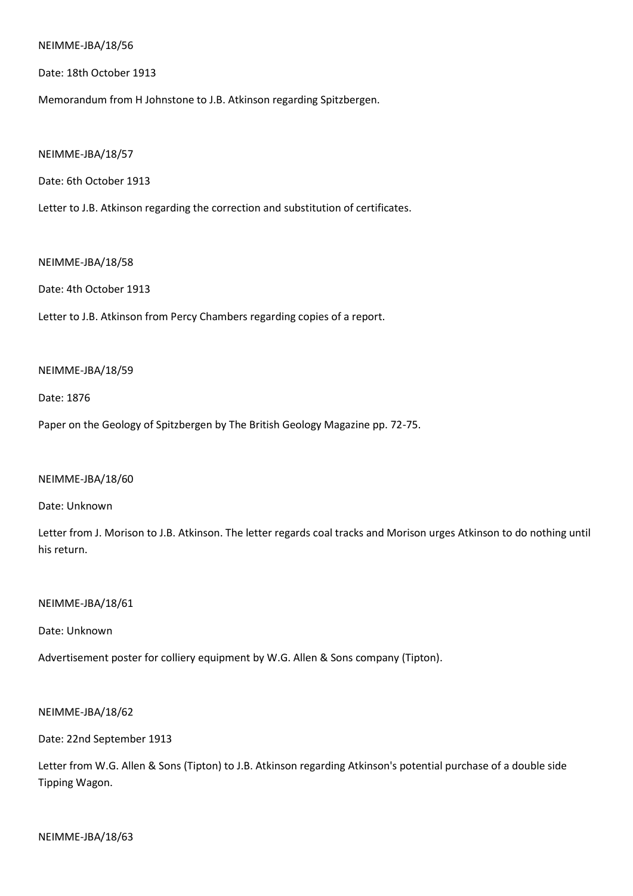NEIMME-JBA/18/56

Date: 18th October 1913

Memorandum from H Johnstone to J.B. Atkinson regarding Spitzbergen.

NEIMME-JBA/18/57

Date: 6th October 1913

Letter to J.B. Atkinson regarding the correction and substitution of certificates.

NEIMME-JBA/18/58

Date: 4th October 1913

Letter to J.B. Atkinson from Percy Chambers regarding copies of a report.

NEIMME-JBA/18/59

Date: 1876

Paper on the Geology of Spitzbergen by The British Geology Magazine pp. 72-75.

NEIMME-JBA/18/60

Date: Unknown

Letter from J. Morison to J.B. Atkinson. The letter regards coal tracks and Morison urges Atkinson to do nothing until his return.

NEIMME-JBA/18/61

Date: Unknown

Advertisement poster for colliery equipment by W.G. Allen & Sons company (Tipton).

NEIMME-JBA/18/62

Date: 22nd September 1913

Letter from W.G. Allen & Sons (Tipton) to J.B. Atkinson regarding Atkinson's potential purchase of a double side Tipping Wagon.

NEIMME-JBA/18/63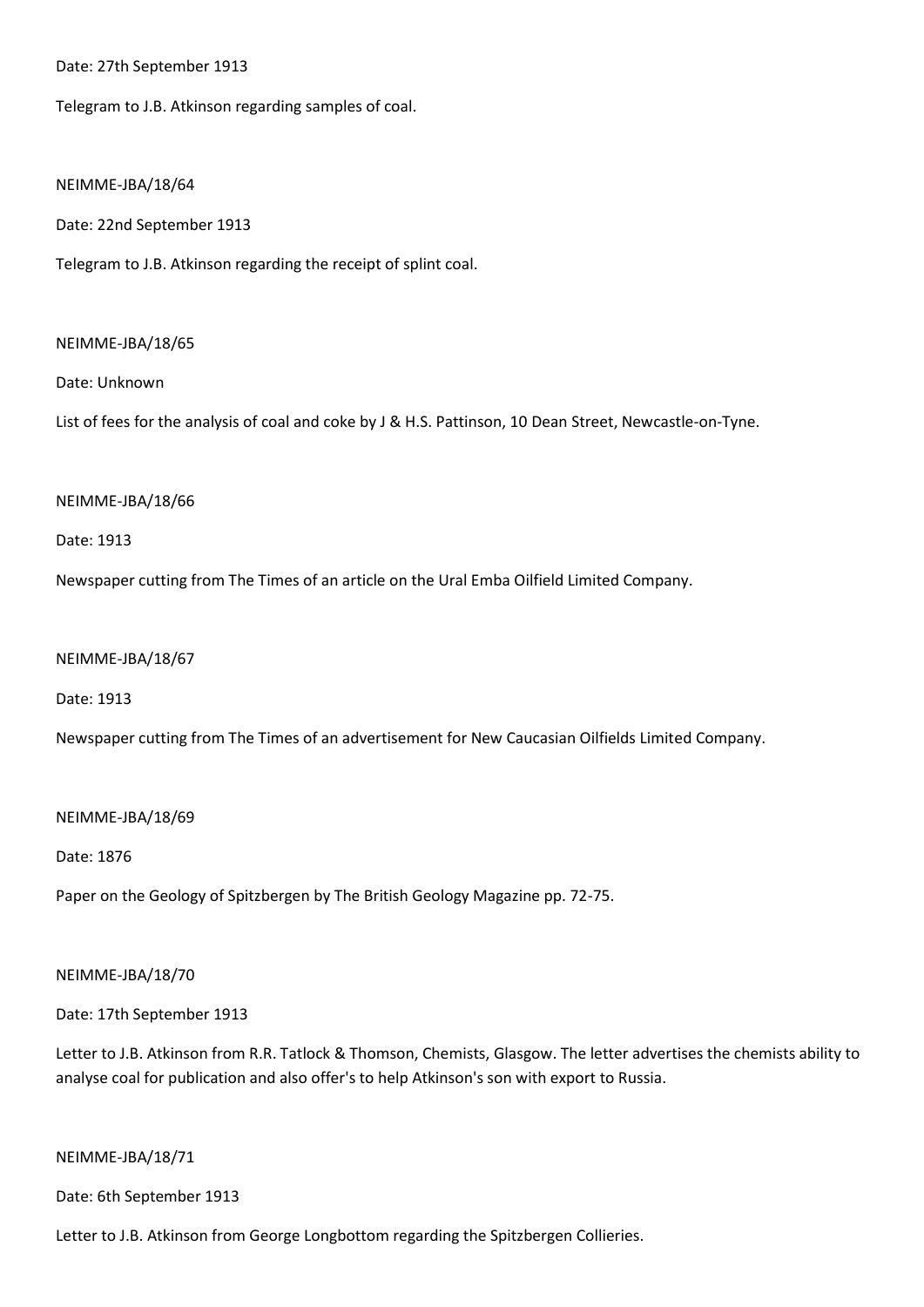Date: 27th September 1913

Telegram to J.B. Atkinson regarding samples of coal.

NEIMME-JBA/18/64

Date: 22nd September 1913

Telegram to J.B. Atkinson regarding the receipt of splint coal.

NEIMME-JBA/18/65

Date: Unknown

List of fees for the analysis of coal and coke by J & H.S. Pattinson, 10 Dean Street, Newcastle-on-Tyne.

NEIMME-JBA/18/66

Date: 1913

Newspaper cutting from The Times of an article on the Ural Emba Oilfield Limited Company.

NEIMME-JBA/18/67

Date: 1913

Newspaper cutting from The Times of an advertisement for New Caucasian Oilfields Limited Company.

NEIMME-JBA/18/69

Date: 1876

Paper on the Geology of Spitzbergen by The British Geology Magazine pp. 72-75.

NEIMME-JBA/18/70

Date: 17th September 1913

Letter to J.B. Atkinson from R.R. Tatlock & Thomson, Chemists, Glasgow. The letter advertises the chemists ability to analyse coal for publication and also offer's to help Atkinson's son with export to Russia.

NEIMME-JBA/18/71

Date: 6th September 1913

Letter to J.B. Atkinson from George Longbottom regarding the Spitzbergen Collieries.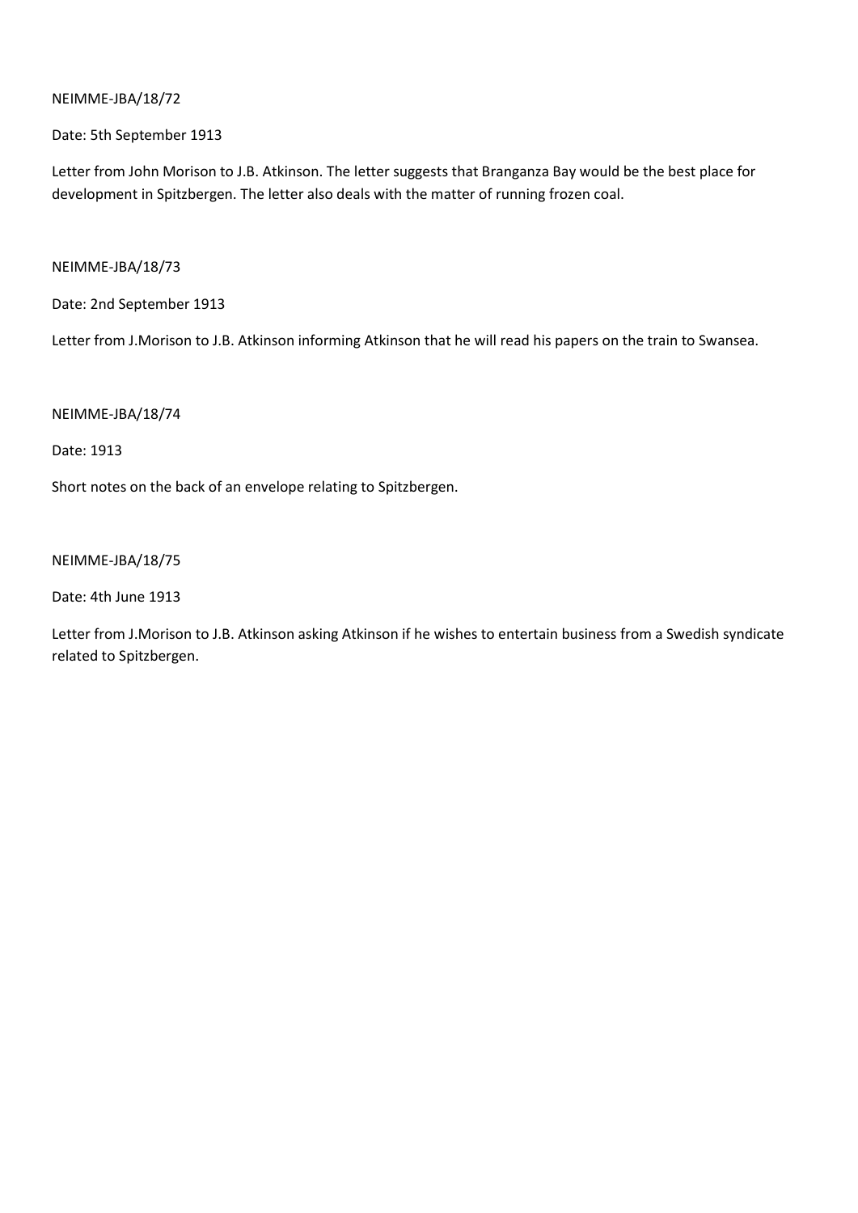NEIMME-JBA/18/72

Date: 5th September 1913

Letter from John Morison to J.B. Atkinson. The letter suggests that Branganza Bay would be the best place for development in Spitzbergen. The letter also deals with the matter of running frozen coal.

NEIMME-JBA/18/73

Date: 2nd September 1913

Letter from J.Morison to J.B. Atkinson informing Atkinson that he will read his papers on the train to Swansea.

NEIMME-JBA/18/74

Date: 1913

Short notes on the back of an envelope relating to Spitzbergen.

NEIMME-JBA/18/75

Date: 4th June 1913

Letter from J.Morison to J.B. Atkinson asking Atkinson if he wishes to entertain business from a Swedish syndicate related to Spitzbergen.